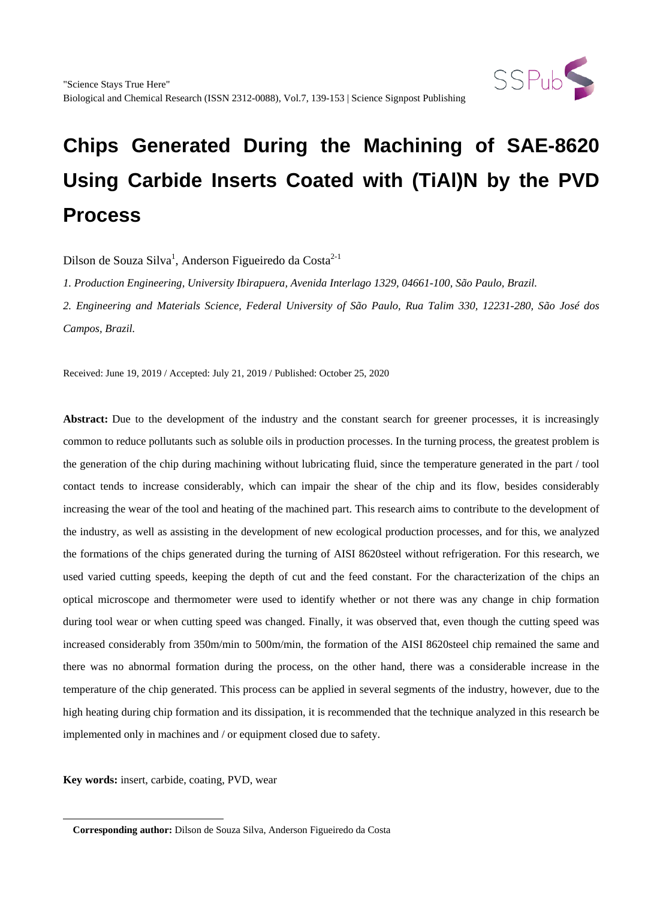# Chips Generated During the Machining of SAE-8620 Using Carbide Inserts Coated with (TiAl)N by the PVD Process

Dilson de Souza Silva[1], Anderson Figueiredo da Costa[2-1]

*1. Production Engineering, University Ibirapuera, Avenida Interlago 1329, 04661-100, São Paulo, Brazil.*

*2. Engineering and Materials Science, Federal University of São Paulo, Rua Talim 330, 12231-280, São José dos Campos, Brazil.*

Received: June 19, 2019 / Accepted: July 21, 2019 / Published: October 25, 2020

**Abstract:** Due to the development of the industry and the constant search for greener processes, it is increasingly common to reduce pollutants such as soluble oils in production processes. In the turning process, the greatest problem is the generation of the chip during machining without lubricating fluid, since the temperature generated in the part / tool contact tends to increase considerably, which can impair the shear of the chip and its flow, besides considerably increasing the wear of the tool and heating of the machined part. This research aims to contribute to the development of the industry, as well as assisting in the development of new ecological production processes, and for this, we analyzed the formations of the chips generated during the turning of AISI 8620steel without refrigeration. For this research, we used varied cutting speeds, keeping the depth of cut and the feed constant. For the characterization of the chips an optical microscope and thermometer were used to identify whether or not there was any change in chip formation during tool wear or when cutting speed was changed. Finally, it was observed that, even though the cutting speed was increased considerably from 350m/min to 500m/min, the formation of the AISI 8620steel chip remained the same and there was no abnormal formation during the process, on the other hand, there was a considerable increase in the temperature of the chip generated. This process can be applied in several segments of the industry, however, due to the high heating during chip formation and its dissipation, it is recommended that the technique analyzed in this research be implemented only in machines and / or equipment closed due to safety.

**Key words:** insert, carbide, coating, PVD, wear

---

**Corresponding author:** Dilson de Souza Silva, Anderson Figueiredo da Costa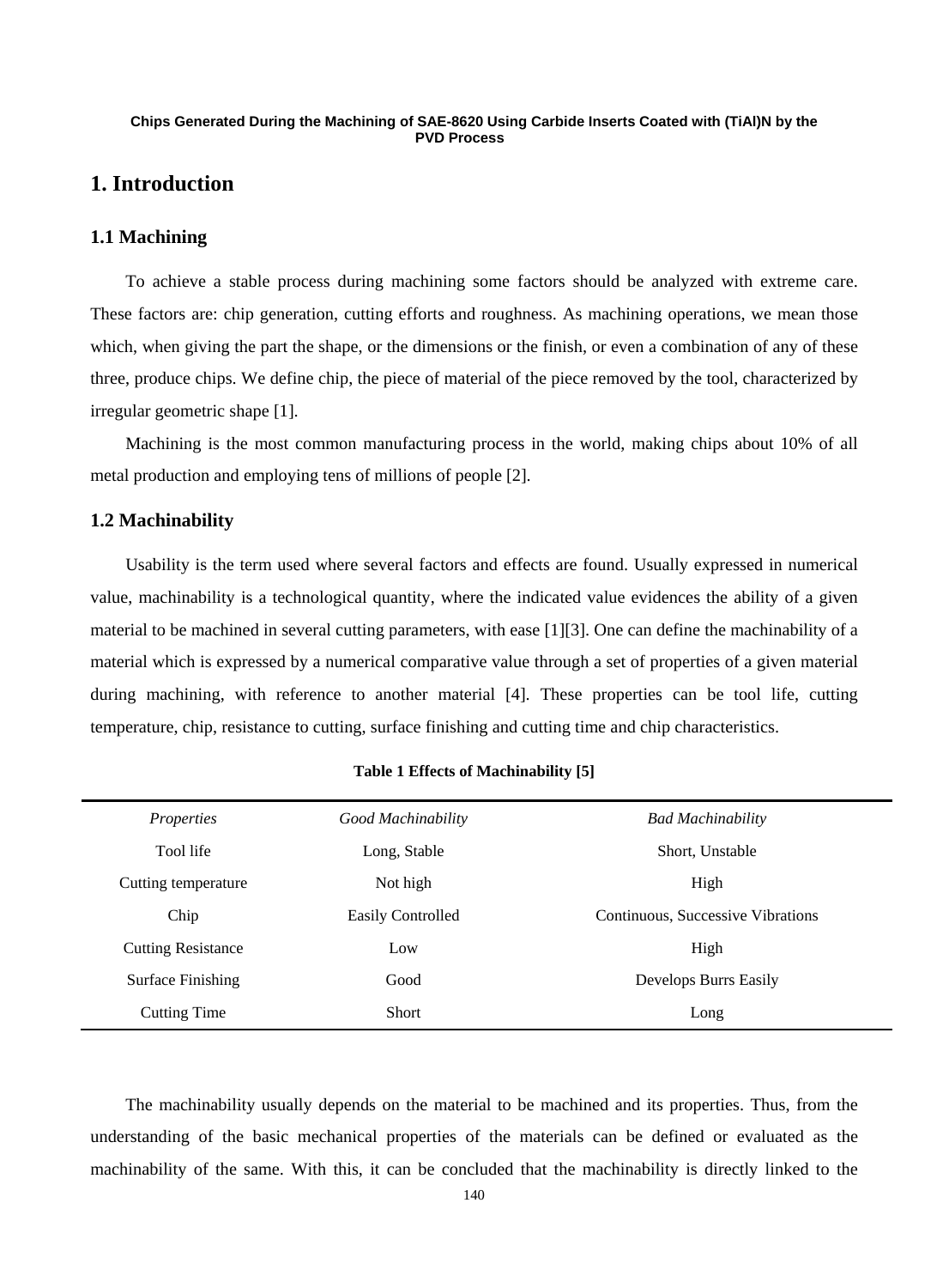# 1. Introduction

## 1.1 Machining

To achieve a stable process during machining some factors should be analyzed with extreme care. These factors are: chip generation, cutting efforts and roughness. As machining operations, we mean those which, when giving the part the shape, or the dimensions or the finish, or even a combination of any of these three, produce chips. We define chip, the piece of material of the piece removed by the tool, characterized by irregular geometric shape [1].

Machining is the most common manufacturing process in the world, making chips about 10% of all metal production and employing tens of millions of people [2].

## 1.2 Machinability

Usability is the term used where several factors and effects are found. Usually expressed in numerical value, machinability is a technological quantity, where the indicated value evidences the ability of a given material to be machined in several cutting parameters, with ease [1][3]. One can define the machinability of a material which is expressed by a numerical comparative value through a set of properties of a given material during machining, with reference to another material [4]. These properties can be tool life, cutting temperature, chip, resistance to cutting, surface finishing and cutting time and chip characteristics.

**Table 1 Effects of Machinability [5]**

| *Properties* | *Good Machinability* | *Bad Machinability* |
|---|---|---|
| Tool life | Long, Stable | Short, Unstable |
| Cutting temperature | Not high | High |
| Chip | Easily Controlled | Continuous, Successive Vibrations |
| Cutting Resistance | Low | High |
| Surface Finishing | Good | Develops Burrs Easily |
| Cutting Time | Short | Long |

The machinability usually depends on the material to be machined and its properties. Thus, from the understanding of the basic mechanical properties of the materials can be defined or evaluated as the machinability of the same. With this, it can be concluded that the machinability is directly linked to the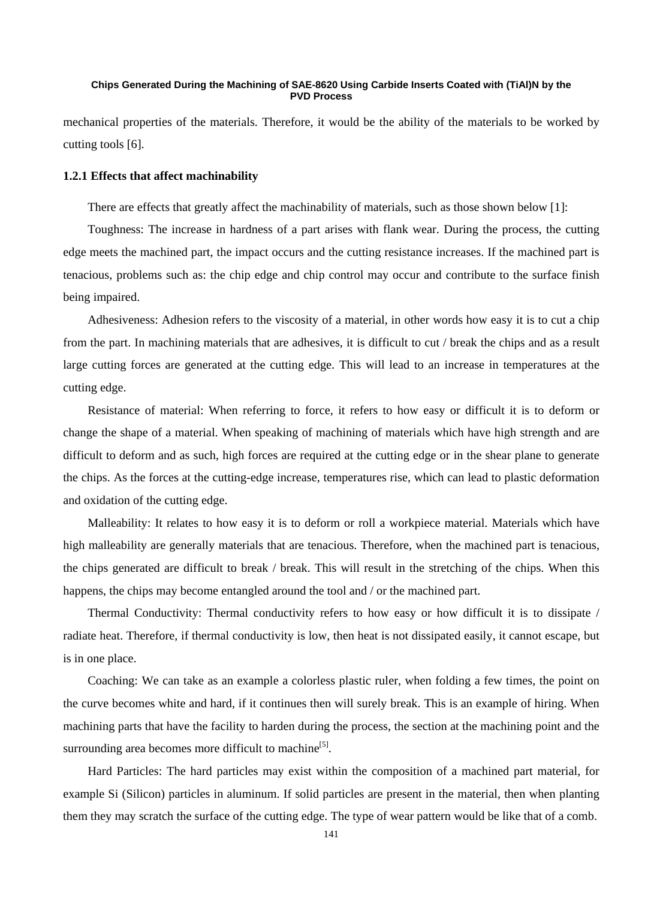mechanical properties of the materials. Therefore, it would be the ability of the materials to be worked by cutting tools [6].

### 1.2.1 Effects that affect machinability

There are effects that greatly affect the machinability of materials, such as those shown below [1]:

Toughness: The increase in hardness of a part arises with flank wear. During the process, the cutting edge meets the machined part, the impact occurs and the cutting resistance increases. If the machined part is tenacious, problems such as: the chip edge and chip control may occur and contribute to the surface finish being impaired.

Adhesiveness: Adhesion refers to the viscosity of a material, in other words how easy it is to cut a chip from the part. In machining materials that are adhesives, it is difficult to cut / break the chips and as a result large cutting forces are generated at the cutting edge. This will lead to an increase in temperatures at the cutting edge.

Resistance of material: When referring to force, it refers to how easy or difficult it is to deform or change the shape of a material. When speaking of machining of materials which have high strength and are difficult to deform and as such, high forces are required at the cutting edge or in the shear plane to generate the chips. As the forces at the cutting-edge increase, temperatures rise, which can lead to plastic deformation and oxidation of the cutting edge.

Malleability: It relates to how easy it is to deform or roll a workpiece material. Materials which have high malleability are generally materials that are tenacious. Therefore, when the machined part is tenacious, the chips generated are difficult to break / break. This will result in the stretching of the chips. When this happens, the chips may become entangled around the tool and / or the machined part.

Thermal Conductivity: Thermal conductivity refers to how easy or how difficult it is to dissipate / radiate heat. Therefore, if thermal conductivity is low, then heat is not dissipated easily, it cannot escape, but is in one place.

Coaching: We can take as an example a colorless plastic ruler, when folding a few times, the point on the curve becomes white and hard, if it continues then will surely break. This is an example of hiring. When machining parts that have the facility to harden during the process, the section at the machining point and the surrounding area becomes more difficult to machine[5].

Hard Particles: The hard particles may exist within the composition of a machined part material, for example Si (Silicon) particles in aluminum. If solid particles are present in the material, then when planting them they may scratch the surface of the cutting edge. The type of wear pattern would be like that of a comb.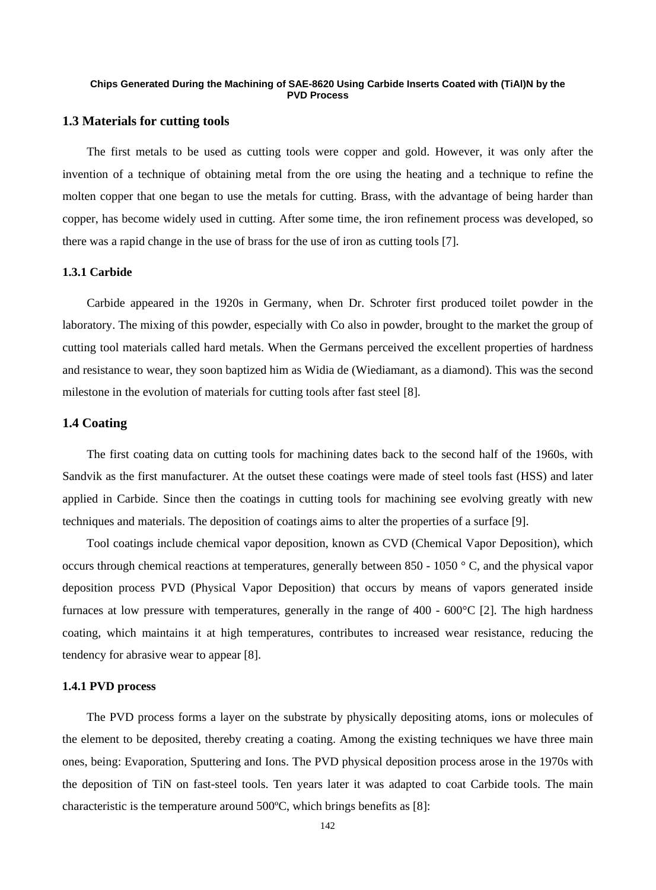## 1.3 Materials for cutting tools

The first metals to be used as cutting tools were copper and gold. However, it was only after the invention of a technique of obtaining metal from the ore using the heating and a technique to refine the molten copper that one began to use the metals for cutting. Brass, with the advantage of being harder than copper, has become widely used in cutting. After some time, the iron refinement process was developed, so there was a rapid change in the use of brass for the use of iron as cutting tools [7].

### 1.3.1 Carbide

Carbide appeared in the 1920s in Germany, when Dr. Schroter first produced toilet powder in the laboratory. The mixing of this powder, especially with Co also in powder, brought to the market the group of cutting tool materials called hard metals. When the Germans perceived the excellent properties of hardness and resistance to wear, they soon baptized him as Widia de (Wiediamant, as a diamond). This was the second milestone in the evolution of materials for cutting tools after fast steel [8].

## 1.4 Coating

The first coating data on cutting tools for machining dates back to the second half of the 1960s, with Sandvik as the first manufacturer. At the outset these coatings were made of steel tools fast (HSS) and later applied in Carbide. Since then the coatings in cutting tools for machining see evolving greatly with new techniques and materials. The deposition of coatings aims to alter the properties of a surface [9].

Tool coatings include chemical vapor deposition, known as CVD (Chemical Vapor Deposition), which occurs through chemical reactions at temperatures, generally between 850 - 1050 ° C, and the physical vapor deposition process PVD (Physical Vapor Deposition) that occurs by means of vapors generated inside furnaces at low pressure with temperatures, generally in the range of 400 - 600°C [2]. The high hardness coating, which maintains it at high temperatures, contributes to increased wear resistance, reducing the tendency for abrasive wear to appear [8].

### 1.4.1 PVD process

The PVD process forms a layer on the substrate by physically depositing atoms, ions or molecules of the element to be deposited, thereby creating a coating. Among the existing techniques we have three main ones, being: Evaporation, Sputtering and Ions. The PVD physical deposition process arose in the 1970s with the deposition of TiN on fast-steel tools. Ten years later it was adapted to coat Carbide tools. The main characteristic is the temperature around 500ºC, which brings benefits as [8]: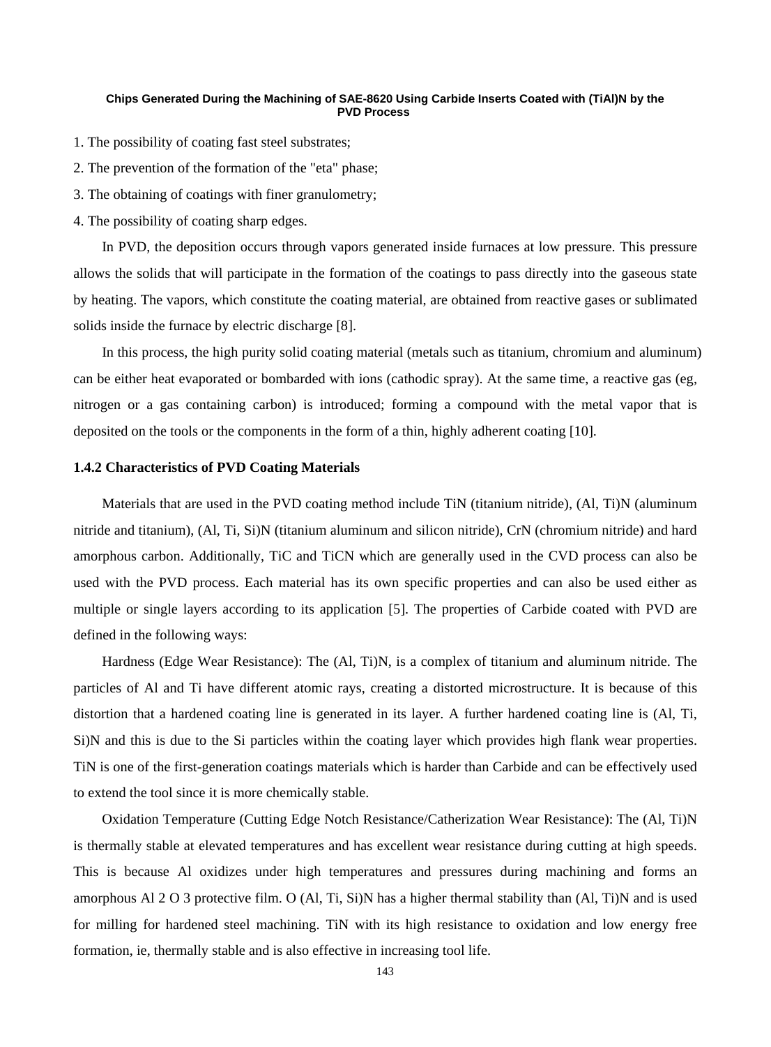1. The possibility of coating fast steel substrates;

2. The prevention of the formation of the "eta" phase;

3. The obtaining of coatings with finer granulometry;

4. The possibility of coating sharp edges.

In PVD, the deposition occurs through vapors generated inside furnaces at low pressure. This pressure allows the solids that will participate in the formation of the coatings to pass directly into the gaseous state by heating. The vapors, which constitute the coating material, are obtained from reactive gases or sublimated solids inside the furnace by electric discharge [8].

In this process, the high purity solid coating material (metals such as titanium, chromium and aluminum) can be either heat evaporated or bombarded with ions (cathodic spray). At the same time, a reactive gas (eg, nitrogen or a gas containing carbon) is introduced; forming a compound with the metal vapor that is deposited on the tools or the components in the form of a thin, highly adherent coating [10].

### 1.4.2 Characteristics of PVD Coating Materials

Materials that are used in the PVD coating method include TiN (titanium nitride), (Al, Ti)N (aluminum nitride and titanium), (Al, Ti, Si)N (titanium aluminum and silicon nitride), CrN (chromium nitride) and hard amorphous carbon. Additionally, TiC and TiCN which are generally used in the CVD process can also be used with the PVD process. Each material has its own specific properties and can also be used either as multiple or single layers according to its application [5]. The properties of Carbide coated with PVD are defined in the following ways:

Hardness (Edge Wear Resistance): The (Al, Ti)N, is a complex of titanium and aluminum nitride. The particles of Al and Ti have different atomic rays, creating a distorted microstructure. It is because of this distortion that a hardened coating line is generated in its layer. A further hardened coating line is (Al, Ti, Si)N and this is due to the Si particles within the coating layer which provides high flank wear properties. TiN is one of the first-generation coatings materials which is harder than Carbide and can be effectively used to extend the tool since it is more chemically stable.

Oxidation Temperature (Cutting Edge Notch Resistance/Catherization Wear Resistance): The (Al, Ti)N is thermally stable at elevated temperatures and has excellent wear resistance during cutting at high speeds. This is because Al oxidizes under high temperatures and pressures during machining and forms an amorphous $Al_2O_3$ protective film. O (Al, Ti, Si)N has a higher thermal stability than (Al, Ti)N and is used for milling for hardened steel machining. TiN with its high resistance to oxidation and low energy free formation, ie, thermally stable and is also effective in increasing tool life.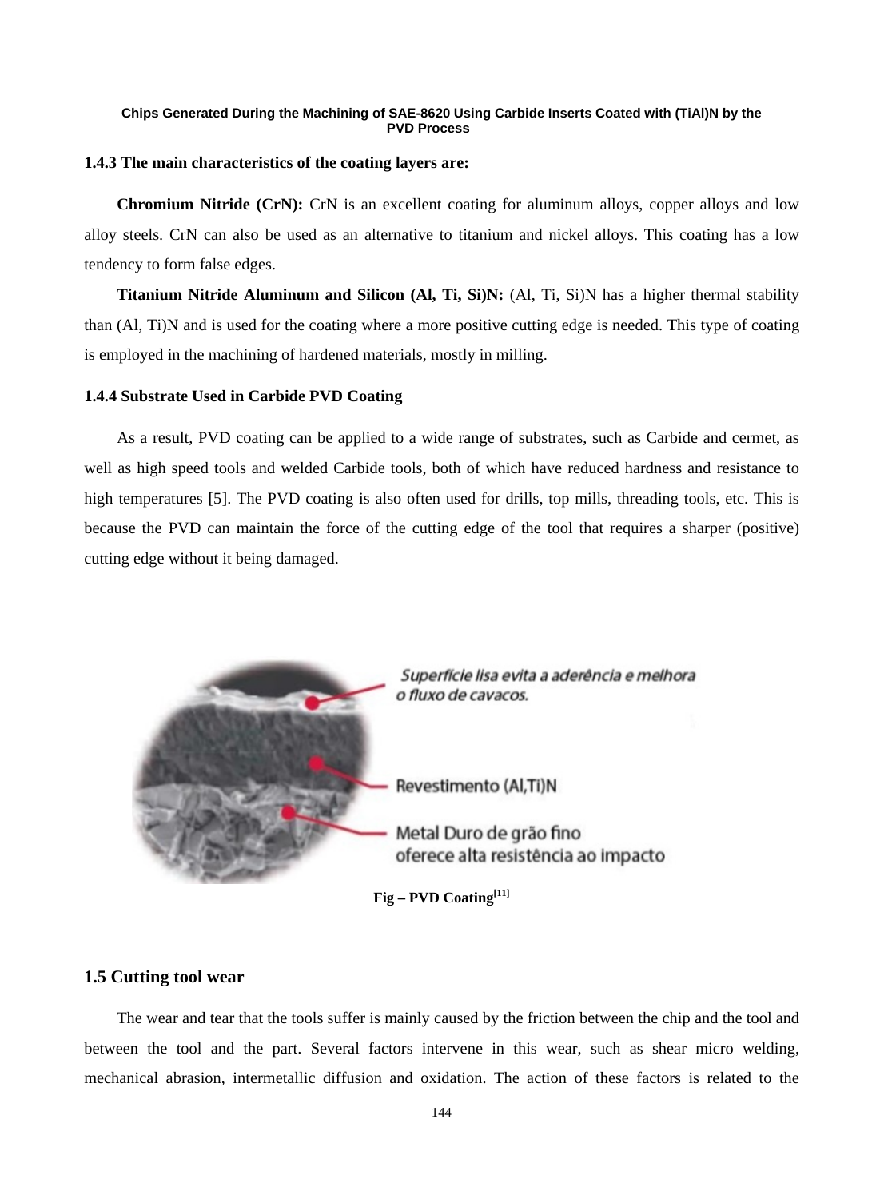### 1.4.3 The main characteristics of the coating layers are:

**Chromium Nitride (CrN):** CrN is an excellent coating for aluminum alloys, copper alloys and low alloy steels. CrN can also be used as an alternative to titanium and nickel alloys. This coating has a low tendency to form false edges.

**Titanium Nitride Aluminum and Silicon (Al, Ti, Si)N:** (Al, Ti, Si)N has a higher thermal stability than (Al, Ti)N and is used for the coating where a more positive cutting edge is needed. This type of coating is employed in the machining of hardened materials, mostly in milling.

### 1.4.4 Substrate Used in Carbide PVD Coating

As a result, PVD coating can be applied to a wide range of substrates, such as Carbide and cermet, as well as high speed tools and welded Carbide tools, both of which have reduced hardness and resistance to high temperatures [5]. The PVD coating is also often used for drills, top mills, threading tools, etc. This is because the PVD can maintain the force of the cutting edge of the tool that requires a sharper (positive) cutting edge without it being damaged.

Superfície lisa evita a aderência e melhora o fluxo de cavacos.

Revestimento (Al,Ti)N

Metal Duro de grão fino oferece alta resistência ao impacto

**Fig – PVD Coating[11]**

## 1.5 Cutting tool wear

The wear and tear that the tools suffer is mainly caused by the friction between the chip and the tool and between the tool and the part. Several factors intervene in this wear, such as shear micro welding, mechanical abrasion, intermetallic diffusion and oxidation. The action of these factors is related to the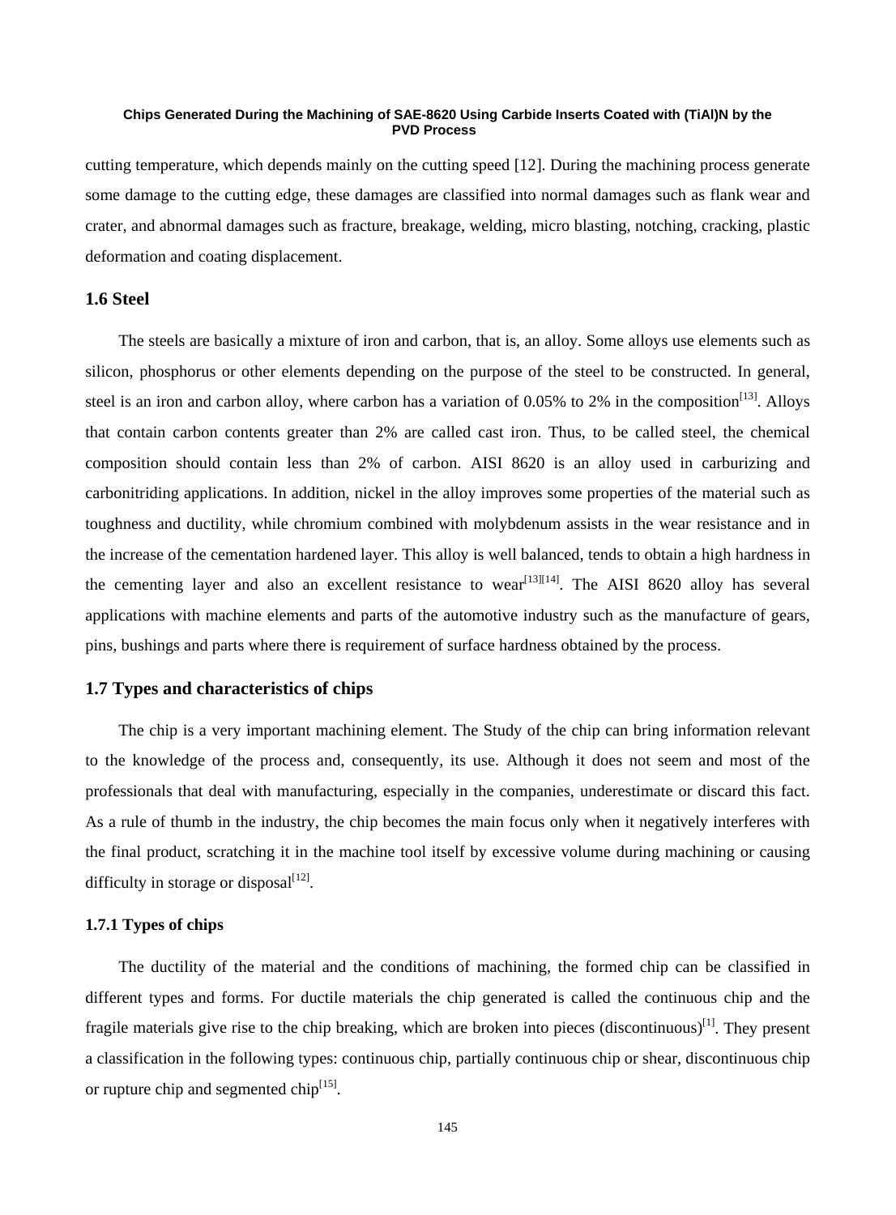cutting temperature, which depends mainly on the cutting speed [12]. During the machining process generate some damage to the cutting edge, these damages are classified into normal damages such as flank wear and crater, and abnormal damages such as fracture, breakage, welding, micro blasting, notching, cracking, plastic deformation and coating displacement.

## 1.6 Steel

The steels are basically a mixture of iron and carbon, that is, an alloy. Some alloys use elements such as silicon, phosphorus or other elements depending on the purpose of the steel to be constructed. In general, steel is an iron and carbon alloy, where carbon has a variation of 0.05% to 2% in the composition[13]. Alloys that contain carbon contents greater than 2% are called cast iron. Thus, to be called steel, the chemical composition should contain less than 2% of carbon. AISI 8620 is an alloy used in carburizing and carbonitriding applications. In addition, nickel in the alloy improves some properties of the material such as toughness and ductility, while chromium combined with molybdenum assists in the wear resistance and in the increase of the cementation hardened layer. This alloy is well balanced, tends to obtain a high hardness in the cementing layer and also an excellent resistance to wear[13][14]. The AISI 8620 alloy has several applications with machine elements and parts of the automotive industry such as the manufacture of gears, pins, bushings and parts where there is requirement of surface hardness obtained by the process.

## 1.7 Types and characteristics of chips

The chip is a very important machining element. The Study of the chip can bring information relevant to the knowledge of the process and, consequently, its use. Although it does not seem and most of the professionals that deal with manufacturing, especially in the companies, underestimate or discard this fact. As a rule of thumb in the industry, the chip becomes the main focus only when it negatively interferes with the final product, scratching it in the machine tool itself by excessive volume during machining or causing difficulty in storage or disposal[12].

### 1.7.1 Types of chips

The ductility of the material and the conditions of machining, the formed chip can be classified in different types and forms. For ductile materials the chip generated is called the continuous chip and the fragile materials give rise to the chip breaking, which are broken into pieces (discontinuous)[1]. They present a classification in the following types: continuous chip, partially continuous chip or shear, discontinuous chip or rupture chip and segmented chip[15].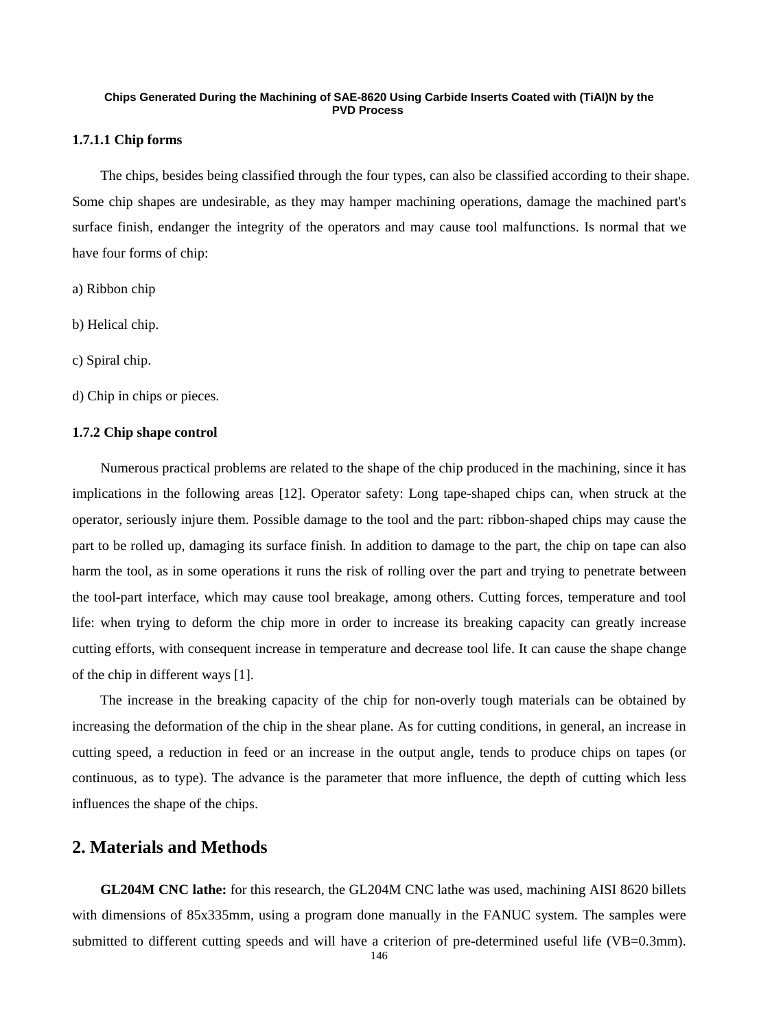#### 1.7.1.1 Chip forms

The chips, besides being classified through the four types, can also be classified according to their shape. Some chip shapes are undesirable, as they may hamper machining operations, damage the machined part's surface finish, endanger the integrity of the operators and may cause tool malfunctions. Is normal that we have four forms of chip:

a) Ribbon chip

b) Helical chip.

c) Spiral chip.

d) Chip in chips or pieces.

### 1.7.2 Chip shape control

Numerous practical problems are related to the shape of the chip produced in the machining, since it has implications in the following areas [12]. Operator safety: Long tape-shaped chips can, when struck at the operator, seriously injure them. Possible damage to the tool and the part: ribbon-shaped chips may cause the part to be rolled up, damaging its surface finish. In addition to damage to the part, the chip on tape can also harm the tool, as in some operations it runs the risk of rolling over the part and trying to penetrate between the tool-part interface, which may cause tool breakage, among others. Cutting forces, temperature and tool life: when trying to deform the chip more in order to increase its breaking capacity can greatly increase cutting efforts, with consequent increase in temperature and decrease tool life. It can cause the shape change of the chip in different ways [1].

The increase in the breaking capacity of the chip for non-overly tough materials can be obtained by increasing the deformation of the chip in the shear plane. As for cutting conditions, in general, an increase in cutting speed, a reduction in feed or an increase in the output angle, tends to produce chips on tapes (or continuous, as to type). The advance is the parameter that more influence, the depth of cutting which less influences the shape of the chips.

## 2. Materials and Methods

**GL204M CNC lathe:** for this research, the GL204M CNC lathe was used, machining AISI 8620 billets with dimensions of 85x335mm, using a program done manually in the FANUC system. The samples were submitted to different cutting speeds and will have a criterion of pre-determined useful life (VB=0.3mm).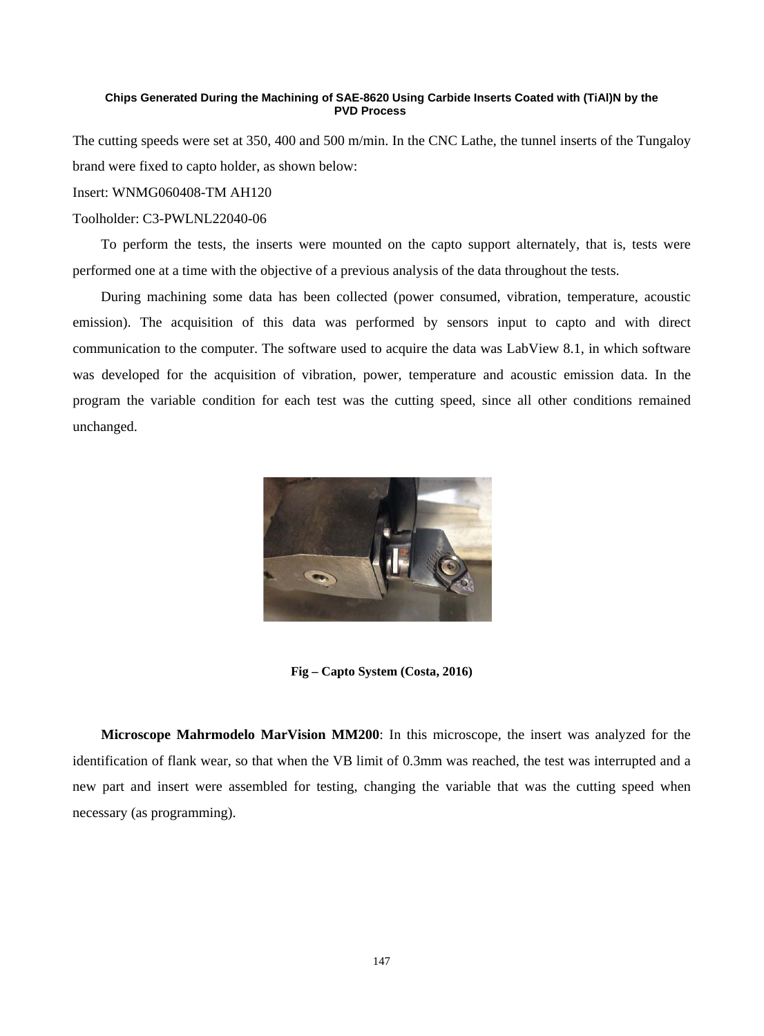The cutting speeds were set at 350, 400 and 500 m/min. In the CNC Lathe, the tunnel inserts of the Tungaloy brand were fixed to capto holder, as shown below:

Insert: WNMG060408-TM AH120

Toolholder: C3-PWLNL22040-06

To perform the tests, the inserts were mounted on the capto support alternately, that is, tests were performed one at a time with the objective of a previous analysis of the data throughout the tests.

During machining some data has been collected (power consumed, vibration, temperature, acoustic emission). The acquisition of this data was performed by sensors input to capto and with direct communication to the computer. The software used to acquire the data was LabView 8.1, in which software was developed for the acquisition of vibration, power, temperature and acoustic emission data. In the program the variable condition for each test was the cutting speed, since all other conditions remained unchanged.

**Fig – Capto System (Costa, 2016)**

**Microscope Mahrmodelo MarVision MM200**: In this microscope, the insert was analyzed for the identification of flank wear, so that when the VB limit of 0.3mm was reached, the test was interrupted and a new part and insert were assembled for testing, changing the variable that was the cutting speed when necessary (as programming).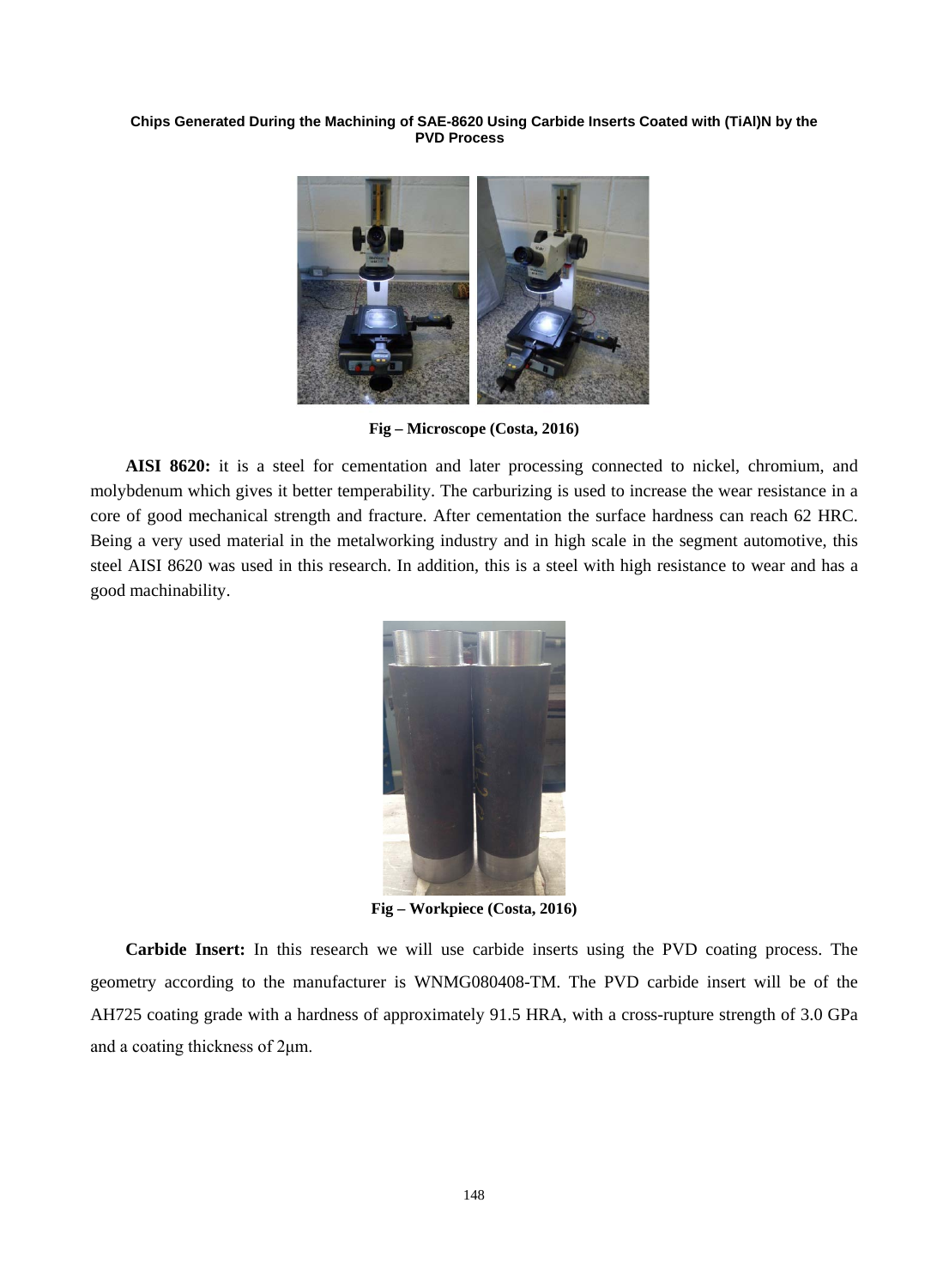Fig – Microscope (Costa, 2016)

**AISI 8620:** it is a steel for cementation and later processing connected to nickel, chromium, and molybdenum which gives it better temperability. The carburizing is used to increase the wear resistance in a core of good mechanical strength and fracture. After cementation the surface hardness can reach 62 HRC. Being a very used material in the metalworking industry and in high scale in the segment automotive, this steel AISI 8620 was used in this research. In addition, this is a steel with high resistance to wear and has a good machinability.

Fig – Workpiece (Costa, 2016)

**Carbide Insert:** In this research we will use carbide inserts using the PVD coating process. The geometry according to the manufacturer is WNMG080408-TM. The PVD carbide insert will be of the AH725 coating grade with a hardness of approximately 91.5 HRA, with a cross-rupture strength of 3.0 GPa and a coating thickness of 2μm.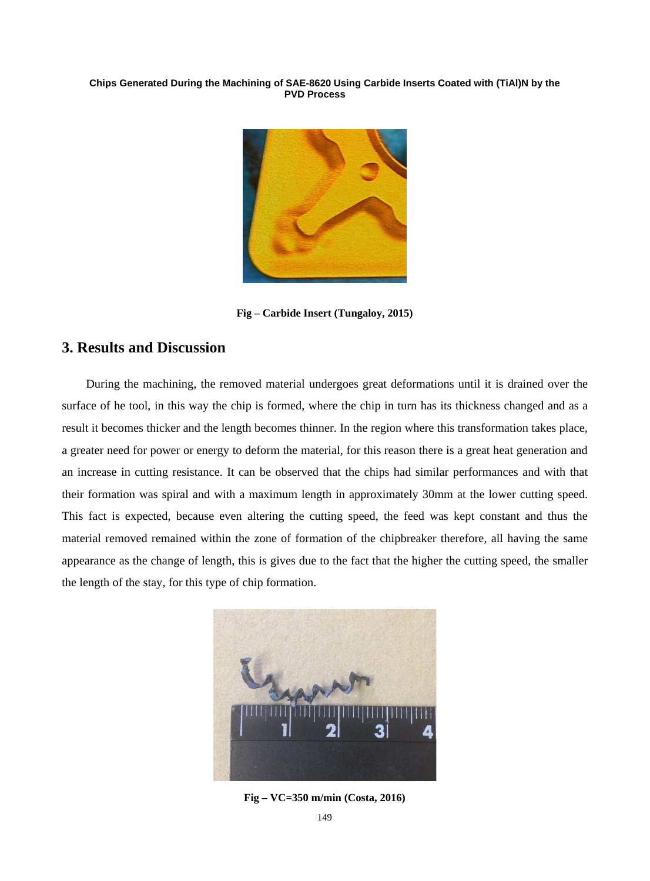Fig – Carbide Insert (Tungaloy, 2015)

## 3. Results and Discussion

During the machining, the removed material undergoes great deformations until it is drained over the surface of he tool, in this way the chip is formed, where the chip in turn has its thickness changed and as a result it becomes thicker and the length becomes thinner. In the region where this transformation takes place, a greater need for power or energy to deform the material, for this reason there is a great heat generation and an increase in cutting resistance. It can be observed that the chips had similar performances and with that their formation was spiral and with a maximum length in approximately 30mm at the lower cutting speed. This fact is expected, because even altering the cutting speed, the feed was kept constant and thus the material removed remained within the zone of formation of the chipbreaker therefore, all having the same appearance as the change of length, this is gives due to the fact that the higher the cutting speed, the smaller the length of the stay, for this type of chip formation.

Fig – VC=350 m/min (Costa, 2016)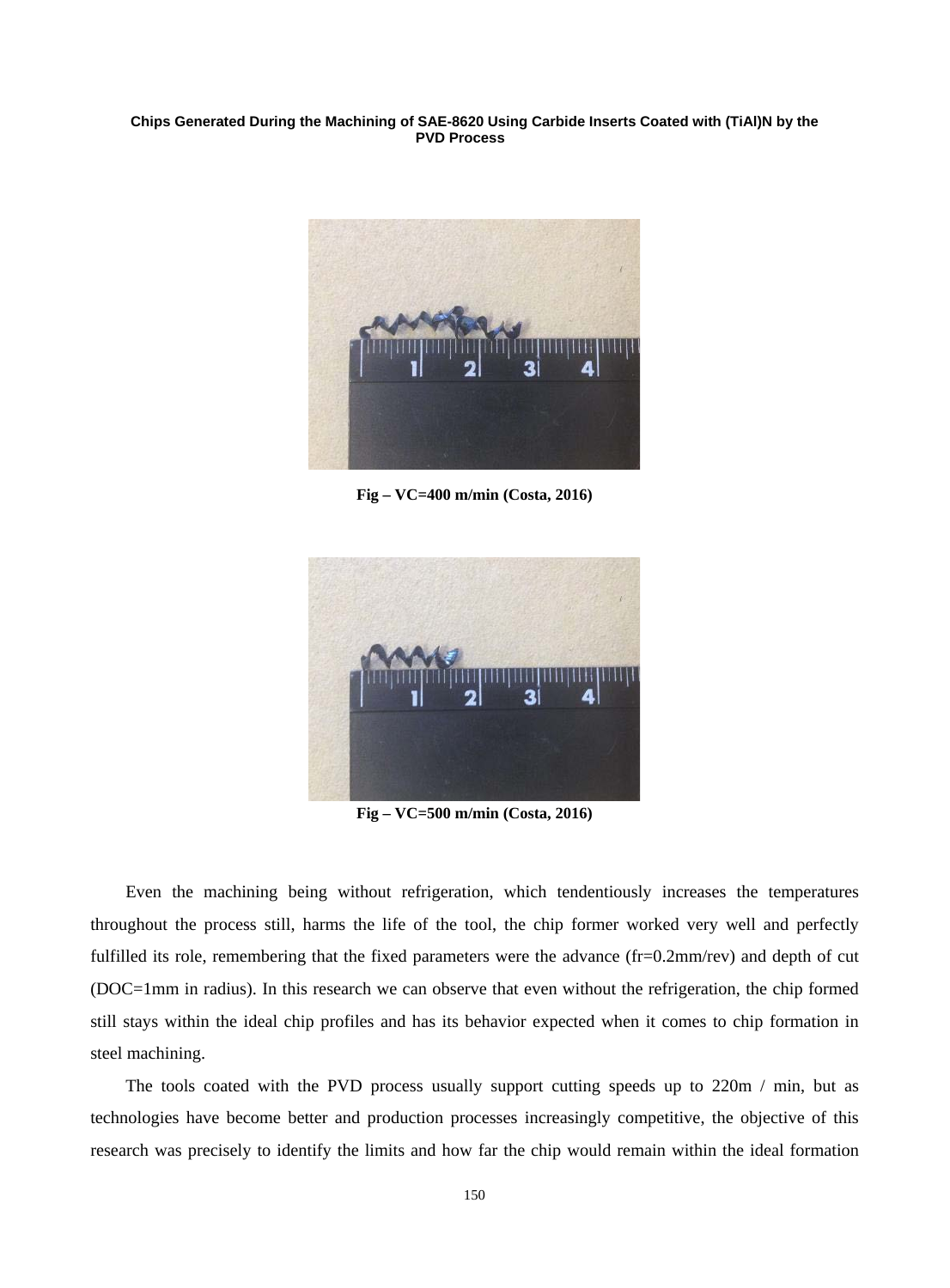**Chips Generated During the Machining of SAE-8620 Using Carbide Inserts Coated with (TiAl)N by the PVD Process**

**Fig – VC=400 m/min (Costa, 2016)**

**Fig – VC=500 m/min (Costa, 2016)**

Even the machining being without refrigeration, which tendentiously increases the temperatures throughout the process still, harms the life of the tool, the chip former worked very well and perfectly fulfilled its role, remembering that the fixed parameters were the advance (fr=0.2mm/rev) and depth of cut (DOC=1mm in radius). In this research we can observe that even without the refrigeration, the chip formed still stays within the ideal chip profiles and has its behavior expected when it comes to chip formation in steel machining.

The tools coated with the PVD process usually support cutting speeds up to 220m / min, but as technologies have become better and production processes increasingly competitive, the objective of this research was precisely to identify the limits and how far the chip would remain within the ideal formation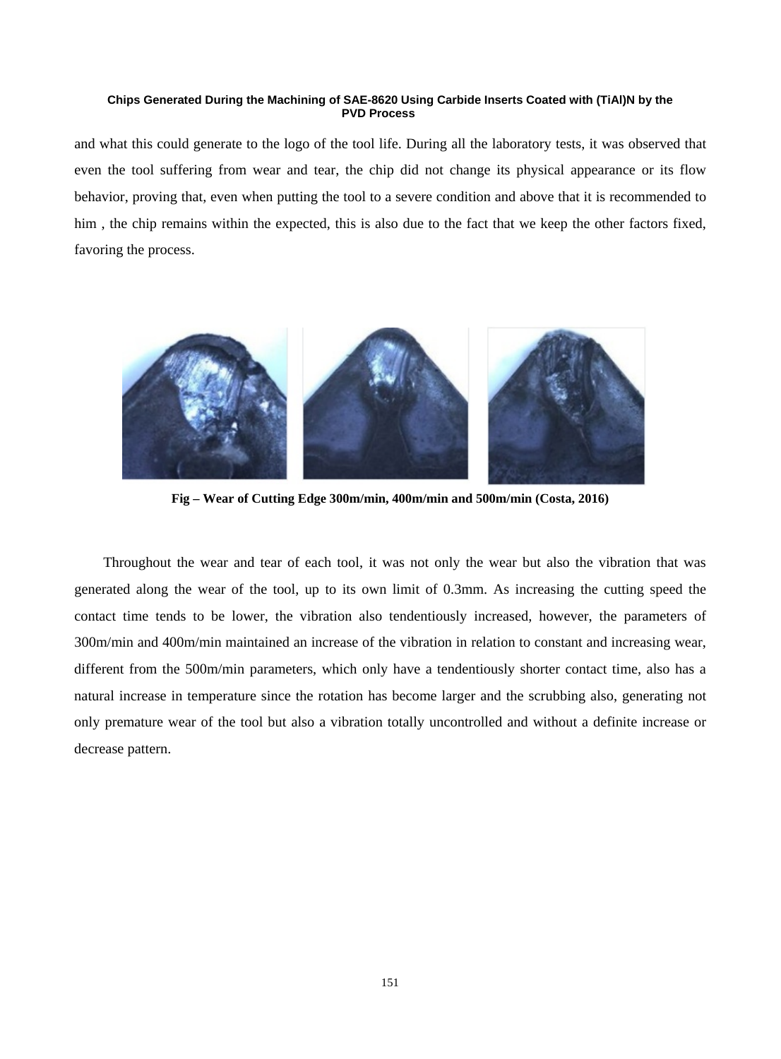and what this could generate to the logo of the tool life. During all the laboratory tests, it was observed that even the tool suffering from wear and tear, the chip did not change its physical appearance or its flow behavior, proving that, even when putting the tool to a severe condition and above that it is recommended to him , the chip remains within the expected, this is also due to the fact that we keep the other factors fixed, favoring the process.

**Fig – Wear of Cutting Edge 300m/min, 400m/min and 500m/min (Costa, 2016)**

Throughout the wear and tear of each tool, it was not only the wear but also the vibration that was generated along the wear of the tool, up to its own limit of 0.3mm. As increasing the cutting speed the contact time tends to be lower, the vibration also tendentiously increased, however, the parameters of 300m/min and 400m/min maintained an increase of the vibration in relation to constant and increasing wear, different from the 500m/min parameters, which only have a tendentiously shorter contact time, also has a natural increase in temperature since the rotation has become larger and the scrubbing also, generating not only premature wear of the tool but also a vibration totally uncontrolled and without a definite increase or decrease pattern.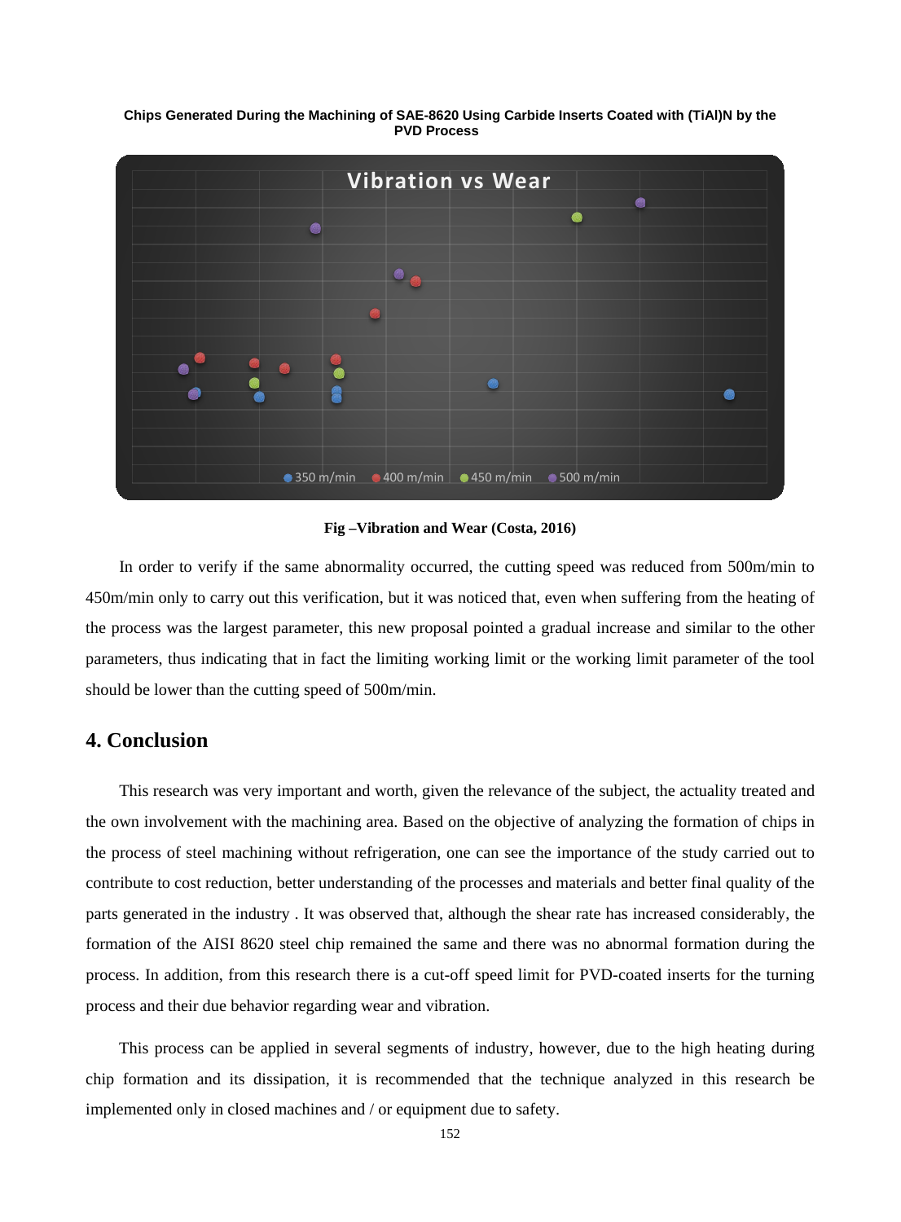**Chips Generated During the Machining of SAE-8620 Using Carbide Inserts Coated with (TiAl)N by the PVD Process**

**Fig –Vibration and Wear (Costa, 2016)**

In order to verify if the same abnormality occurred, the cutting speed was reduced from 500m/min to 450m/min only to carry out this verification, but it was noticed that, even when suffering from the heating of the process was the largest parameter, this new proposal pointed a gradual increase and similar to the other parameters, thus indicating that in fact the limiting working limit or the working limit parameter of the tool should be lower than the cutting speed of 500m/min.

## 4. Conclusion

This research was very important and worth, given the relevance of the subject, the actuality treated and the own involvement with the machining area. Based on the objective of analyzing the formation of chips in the process of steel machining without refrigeration, one can see the importance of the study carried out to contribute to cost reduction, better understanding of the processes and materials and better final quality of the parts generated in the industry . It was observed that, although the shear rate has increased considerably, the formation of the AISI 8620 steel chip remained the same and there was no abnormal formation during the process. In addition, from this research there is a cut-off speed limit for PVD-coated inserts for the turning process and their due behavior regarding wear and vibration.

This process can be applied in several segments of industry, however, due to the high heating during chip formation and its dissipation, it is recommended that the technique analyzed in this research be implemented only in closed machines and / or equipment due to safety.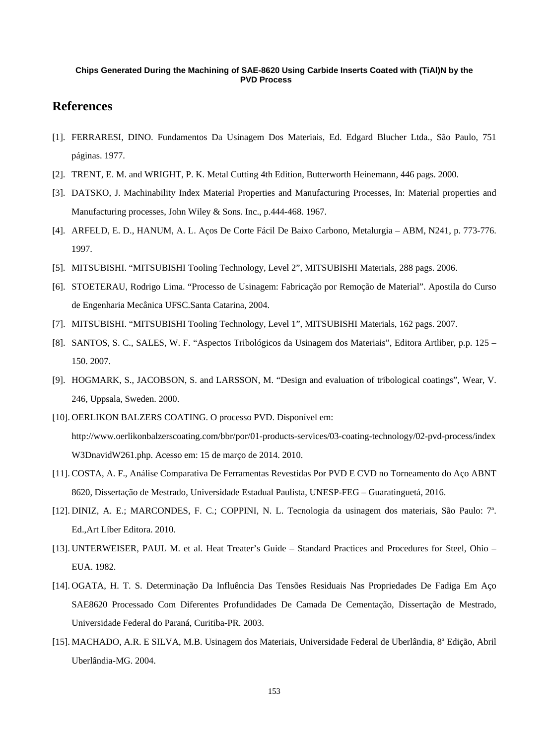## References

[1]. FERRARESI, DINO. Fundamentos Da Usinagem Dos Materiais, Ed. Edgard Blucher Ltda., São Paulo, 751 páginas. 1977.

[2]. TRENT, E. M. and WRIGHT, P. K. Metal Cutting 4th Edition, Butterworth Heinemann, 446 pags. 2000.

[3]. DATSKO, J. Machinability Index Material Properties and Manufacturing Processes, In: Material properties and Manufacturing processes, John Wiley & Sons. Inc., p.444-468. 1967.

[4]. ARFELD, E. D., HANUM, A. L. Aços De Corte Fácil De Baixo Carbono, Metalurgia – ABM, N241, p. 773-776. 1997.

[5]. MITSUBISHI. "MITSUBISHI Tooling Technology, Level 2", MITSUBISHI Materials, 288 pags. 2006.

[6]. STOETERAU, Rodrigo Lima. "Processo de Usinagem: Fabricação por Remoção de Material". Apostila do Curso de Engenharia Mecânica UFSC.Santa Catarina, 2004.

[7]. MITSUBISHI. "MITSUBISHI Tooling Technology, Level 1", MITSUBISHI Materials, 162 pags. 2007.

[8]. SANTOS, S. C., SALES, W. F. "Aspectos Tribológicos da Usinagem dos Materiais", Editora Artliber, p.p. 125 – 150. 2007.

[9]. HOGMARK, S., JACOBSON, S. and LARSSON, M. "Design and evaluation of tribological coatings", Wear, V. 246, Uppsala, Sweden. 2000.

[10]. OERLIKON BALZERS COATING. O processo PVD. Disponível em: http://www.oerlikonbalzerscoating.com/bbr/por/01-products-services/03-coating-technology/02-pvd-process/indexW3DnavidW261.php. Acesso em: 15 de março de 2014. 2010.

[11]. COSTA, A. F., Análise Comparativa De Ferramentas Revestidas Por PVD E CVD no Torneamento do Aço ABNT 8620, Dissertação de Mestrado, Universidade Estadual Paulista, UNESP-FEG – Guaratinguetá, 2016.

[12]. DINIZ, A. E.; MARCONDES, F. C.; COPPINI, N. L. Tecnologia da usinagem dos materiais, São Paulo: 7ª. Ed.,Art Líber Editora. 2010.

[13]. UNTERWEISER, PAUL M. et al. Heat Treater's Guide – Standard Practices and Procedures for Steel, Ohio – EUA. 1982.

[14]. OGATA, H. T. S. Determinação Da Influência Das Tensões Residuais Nas Propriedades De Fadiga Em Aço SAE8620 Processado Com Diferentes Profundidades De Camada De Cementação, Dissertação de Mestrado, Universidade Federal do Paraná, Curitiba-PR. 2003.

[15]. MACHADO, A.R. E SILVA, M.B. Usinagem dos Materiais, Universidade Federal de Uberlândia, 8ª Edição, Abril Uberlândia-MG. 2004.